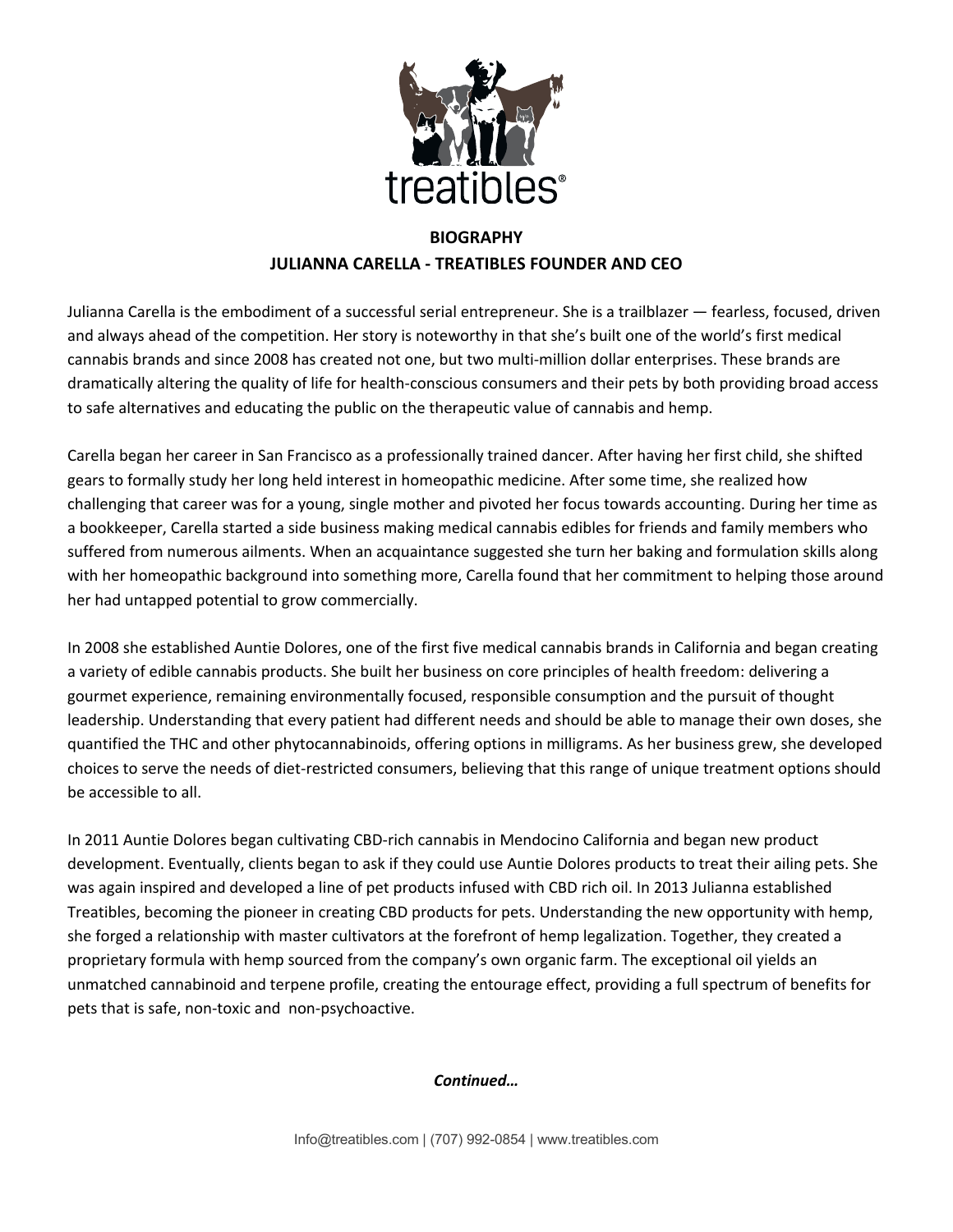**BIOGRAPHY**
**JULIANNA CARELLA - TREATIBLES FOUNDER AND CEO**

Julianna Carella is the embodiment of a successful serial entrepreneur. She is a trailblazer — fearless, focused, driven and always ahead of the competition. Her story is noteworthy in that she's built one of the world's first medical cannabis brands and since 2008 has created not one, but two multi-million dollar enterprises. These brands are dramatically altering the quality of life for health-conscious consumers and their pets by both providing broad access to safe alternatives and educating the public on the therapeutic value of cannabis and hemp.

Carella began her career in San Francisco as a professionally trained dancer. After having her first child, she shifted gears to formally study her long held interest in homeopathic medicine. After some time, she realized how challenging that career was for a young, single mother and pivoted her focus towards accounting. During her time as a bookkeeper, Carella started a side business making medical cannabis edibles for friends and family members who suffered from numerous ailments. When an acquaintance suggested she turn her baking and formulation skills along with her homeopathic background into something more, Carella found that her commitment to helping those around her had untapped potential to grow commercially.

In 2008 she established Auntie Dolores, one of the first five medical cannabis brands in California and began creating a variety of edible cannabis products. She built her business on core principles of health freedom: delivering a gourmet experience, remaining environmentally focused, responsible consumption and the pursuit of thought leadership. Understanding that every patient had different needs and should be able to manage their own doses, she quantified the THC and other phytocannabinoids, offering options in milligrams. As her business grew, she developed choices to serve the needs of diet-restricted consumers, believing that this range of unique treatment options should be accessible to all.

In 2011 Auntie Dolores began cultivating CBD-rich cannabis in Mendocino California and began new product development. Eventually, clients began to ask if they could use Auntie Dolores products to treat their ailing pets. She was again inspired and developed a line of pet products infused with CBD rich oil. In 2013 Julianna established Treatibles, becoming the pioneer in creating CBD products for pets. Understanding the new opportunity with hemp, she forged a relationship with master cultivators at the forefront of hemp legalization. Together, they created a proprietary formula with hemp sourced from the company's own organic farm. The exceptional oil yields an unmatched cannabinoid and terpene profile, creating the entourage effect, providing a full spectrum of benefits for pets that is safe, non-toxic and non-psychoactive.

***Continued…***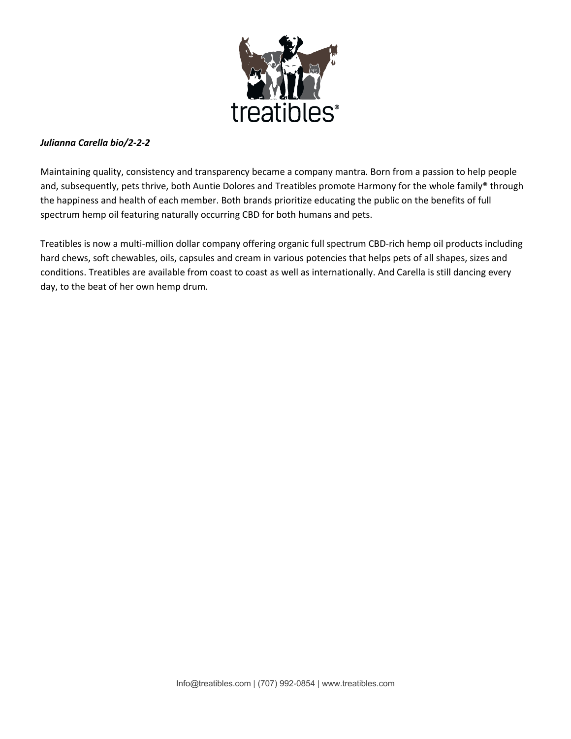*Julianna Carella bio/2-2-2*

Maintaining quality, consistency and transparency became a company mantra. Born from a passion to help people and, subsequently, pets thrive, both Auntie Dolores and Treatibles promote Harmony for the whole family® through the happiness and health of each member. Both brands prioritize educating the public on the benefits of full spectrum hemp oil featuring naturally occurring CBD for both humans and pets.

Treatibles is now a multi-million dollar company offering organic full spectrum CBD-rich hemp oil products including hard chews, soft chewables, oils, capsules and cream in various potencies that helps pets of all shapes, sizes and conditions. Treatibles are available from coast to coast as well as internationally. And Carella is still dancing every day, to the beat of her own hemp drum.